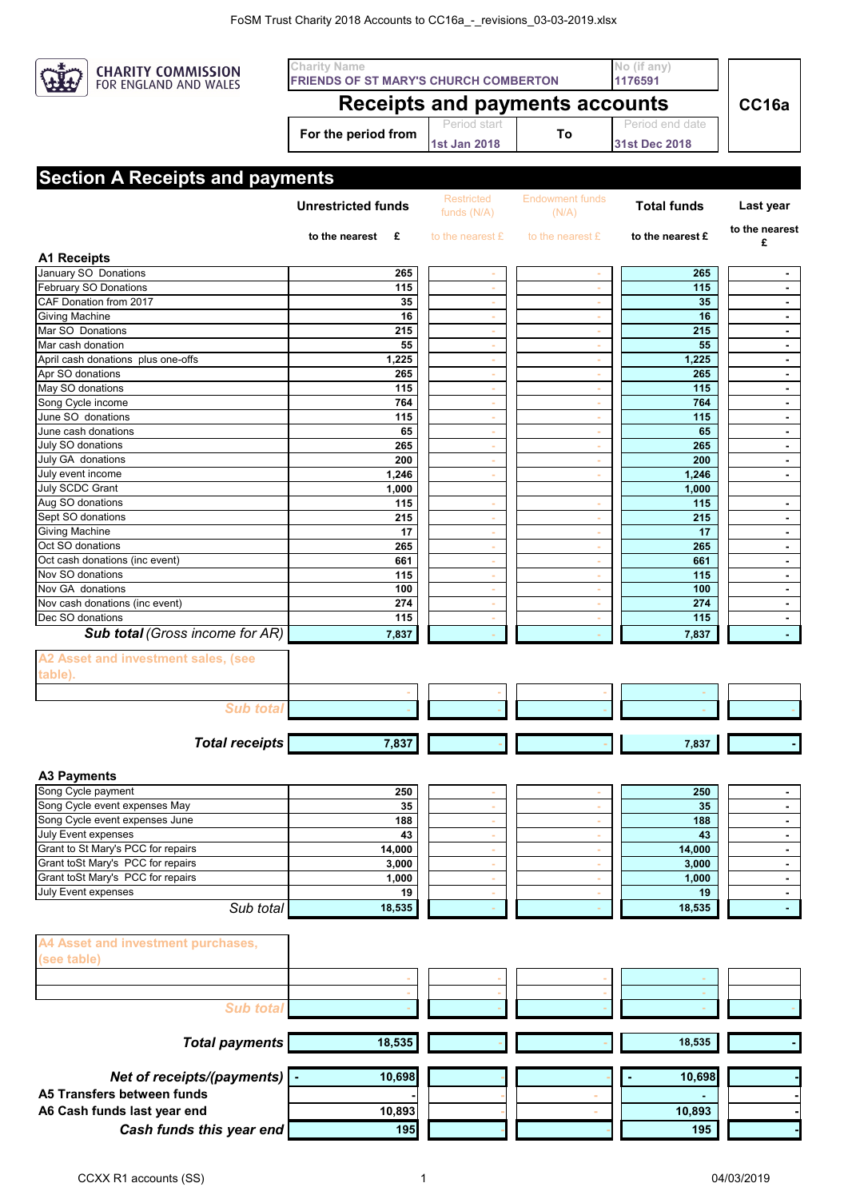**CHARITY COMMISSION FOR ENGLAND AND WALES**

| Charity Name | No (if any) |
|---|---|
| FRIENDS OF ST MARY'S CHURCH COMBERTON | 1176591 |

# Receipts and payments accounts

**CC16a**

| For the period from | Period start | To | Period end date |
|---|---|---|---|
| | 1st Jan 2018 | | 31st Dec 2018 |

## Section A Receipts and payments

| | Unrestricted funds | Restricted funds (N/A) | Endowment funds (N/A) | Total funds | Last year |
|---|---|---|---|---|---|
| | to the nearest £ | to the nearest £ | to the nearest £ | to the nearest £ | to the nearest £ |
| **A1 Receipts** | | | | | |
| January SO Donations | 265 | - | - | 265 | - |
| February SO Donations | 115 | - | - | 115 | - |
| CAF Donation from 2017 | 35 | - | - | 35 | - |
| Giving Machine | 16 | - | - | 16 | - |
| Mar SO Donations | 215 | - | - | 215 | - |
| Mar cash donation | 55 | - | - | 55 | - |
| April cash donations plus one-offs | 1,225 | - | - | 1,225 | - |
| Apr SO donations | 265 | - | - | 265 | - |
| May SO donations | 115 | - | - | 115 | - |
| Song Cycle income | 764 | - | - | 764 | - |
| June SO donations | 115 | - | - | 115 | - |
| June cash donations | 65 | - | - | 65 | - |
| July SO donations | 265 | - | - | 265 | - |
| July GA donations | 200 | - | - | 200 | - |
| July event income | 1,246 | - | - | 1,246 | - |
| July SCDC Grant | 1,000 | | | 1,000 | |
| Aug SO donations | 115 | - | - | 115 | - |
| Sept SO donations | 215 | - | - | 215 | - |
| Giving Machine | 17 | - | - | 17 | - |
| Oct SO donations | 265 | - | - | 265 | - |
| Oct cash donations (inc event) | 661 | - | - | 661 | - |
| Nov SO donations | 115 | - | - | 115 | - |
| Nov GA donations | 100 | - | - | 100 | - |
| Nov cash donations (inc event) | 274 | - | - | 274 | - |
| Dec SO donations | 115 | - | - | 115 | - |
| ***Sub total** (Gross income for AR)* | 7,837 | - | - | 7,837 | - |
| **A2 Asset and investment sales, (see table).** | | | | | |
| | - | - | - | - | |
| *Sub total* | - | - | - | - | - |
| ***Total receipts*** | 7,837 | - | - | 7,837 | - |
| **A3 Payments** | | | | | |
| Song Cycle payment | 250 | - | - | 250 | - |
| Song Cycle event expenses May | 35 | - | - | 35 | - |
| Song Cycle event expenses June | 188 | - | - | 188 | - |
| July Event expenses | 43 | - | - | 43 | - |
| Grant to St Mary's PCC for repairs | 14,000 | - | - | 14,000 | - |
| Grant toSt Mary's PCC for repairs | 3,000 | - | - | 3,000 | - |
| Grant toSt Mary's PCC for repairs | 1,000 | - | - | 1,000 | - |
| July Event expenses | 19 | - | - | 19 | - |
| *Sub total* | 18,535 | - | - | 18,535 | - |
| **A4 Asset and investment purchases, (see table)** | | | | | |
| | - | - | - | - | |
| | - | - | - | - | |
| *Sub total* | - | - | - | - | - |
| ***Total payments*** | 18,535 | - | - | 18,535 | - |
| ***Net of receipts/(payments)*** | - 10,698 | - | - | - 10,698 | - |
| **A5 Transfers between funds** | - | - | - | - | - |
| **A6 Cash funds last year end** | 10,893 | - | - | 10,893 | - |
| ***Cash funds this year end*** | 195 | - | - | 195 | - |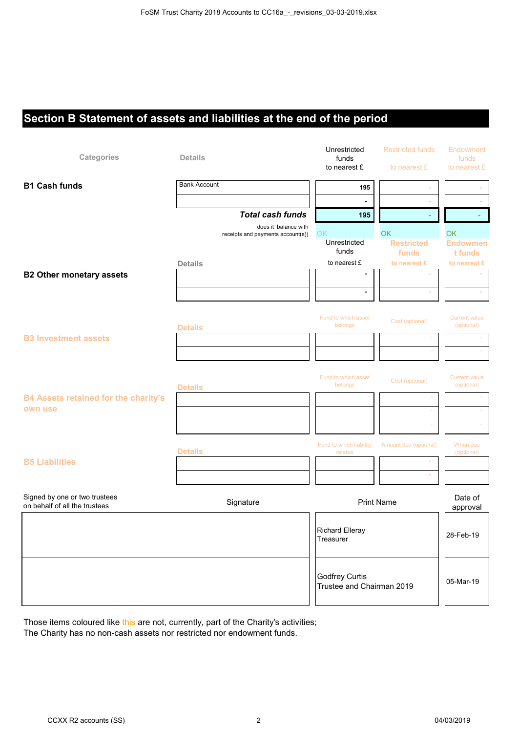## Section B Statement of assets and liabilities at the end of the period

| Categories | Details | Unrestricted funds to nearest £ | Restricted funds to nearest £ | Endowment funds to nearest £ |
|---|---|---|---|---|
| **B1 Cash funds** | Bank Account | 195 | - | - |
| | | - | - | - |
| | ***Total cash funds*** | 195 | - | - |
| | does it balance with receipts and payments account(s)) | OK | OK | OK |

| | Details | Unrestricted funds to nearest £ | Restricted funds to nearest £ | Endowment funds to nearest £ |
|---|---|---|---|---|
| **B2 Other monetary assets** | | - | - | - |
| | | - | - | - |

| | Details | Fund to which asset belongs | Cost (optional) | Current value (optional) |
|---|---|---|---|---|
| **B3 Investment assets** | | | - | - |
| | | | - | - |

| | Details | Fund to which asset belongs | Cost (optional) | Current value (optional) |
|---|---|---|---|---|
| **B4 Assets retained for the charity's own use** | | | - | - |
| | | | - | - |
| | | | - | - |

| | Details | Fund to which liability relates | Amount due (optional) | When due (optional) |
|---|---|---|---|---|
| **B5 Liabilities** | | | - | |
| | | | - | |

| Signed by one or two trustees on behalf of all the trustees / Signature | Print Name | Date of approval |
|---|---|---|
| | Richard Elleray Treasurer | 28-Feb-19 |
| | Godfrey Curtis Trustee and Chairman 2019 | 05-Mar-19 |

Those items coloured like this are not, currently, part of the Charity's activities;
The Charity has no non-cash assets nor restricted nor endowment funds.